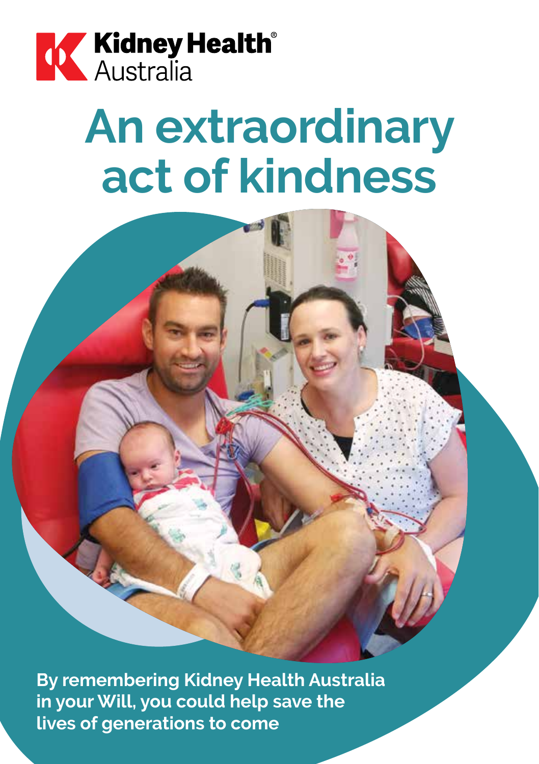Kidney Health® Australia

# An extraordinary act of kindness

**By remembering Kidney Health Australia in your Will, you could help save the lives of generations to come**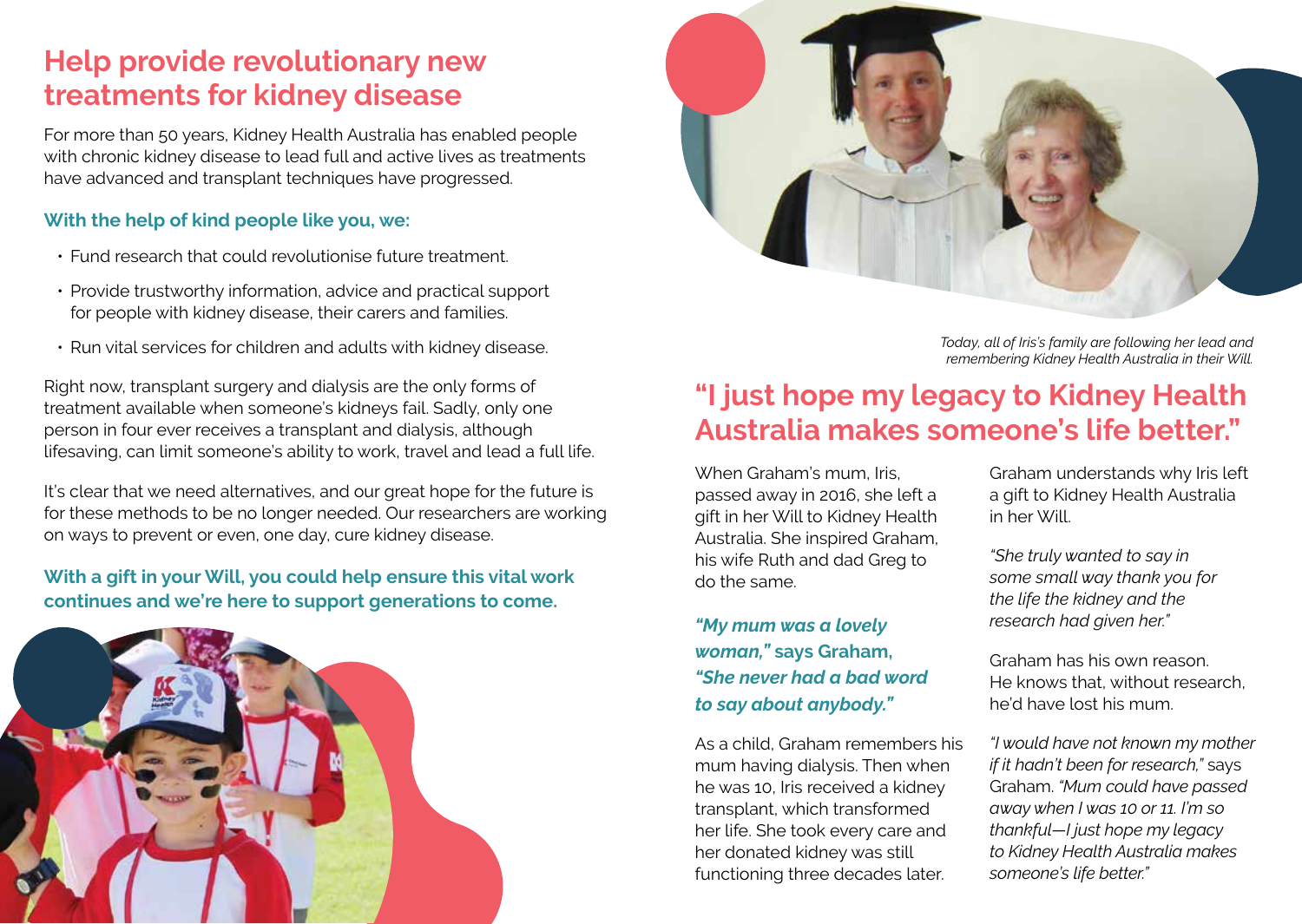## Help provide revolutionary new treatments for kidney disease

For more than 50 years, Kidney Health Australia has enabled people with chronic kidney disease to lead full and active lives as treatments have advanced and transplant techniques have progressed.

### With the help of kind people like you, we:

- Fund research that could revolutionise future treatment.
- Provide trustworthy information, advice and practical support for people with kidney disease, their carers and families.
- Run vital services for children and adults with kidney disease.

Right now, transplant surgery and dialysis are the only forms of treatment available when someone's kidneys fail. Sadly, only one person in four ever receives a transplant and dialysis, although lifesaving, can limit someone's ability to work, travel and lead a full life.

It's clear that we need alternatives, and our great hope for the future is for these methods to be no longer needed. Our researchers are working on ways to prevent or even, one day, cure kidney disease.

**With a gift in your Will, you could help ensure this vital work continues and we're here to support generations to come.**

*Today, all of Iris's family are following her lead and remembering Kidney Health Australia in their Will.*

## "I just hope my legacy to Kidney Health Australia makes someone's life better."

When Graham's mum, Iris, passed away in 2016, she left a gift in her Will to Kidney Health Australia. She inspired Graham, his wife Ruth and dad Greg to do the same.

***"My mum was a lovely woman,"* says Graham, *"She never had a bad word to say about anybody."***

As a child, Graham remembers his mum having dialysis. Then when he was 10, Iris received a kidney transplant, which transformed her life. She took every care and her donated kidney was still functioning three decades later.

Graham understands why Iris left a gift to Kidney Health Australia in her Will.

*"She truly wanted to say in some small way thank you for the life the kidney and the research had given her."*

Graham has his own reason. He knows that, without research, he'd have lost his mum.

*"I would have not known my mother if it hadn't been for research,"* says Graham. *"Mum could have passed away when I was 10 or 11. I'm so thankful—I just hope my legacy to Kidney Health Australia makes someone's life better."*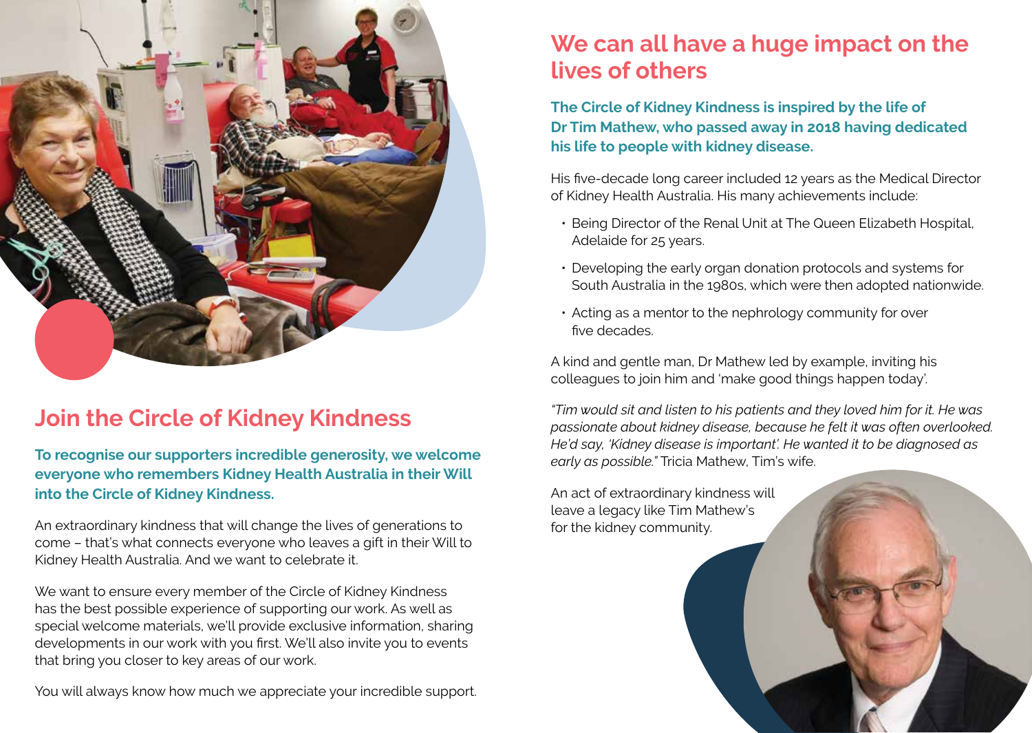## Join the Circle of Kidney Kindness

**To recognise our supporters incredible generosity, we welcome everyone who remembers Kidney Health Australia in their Will into the Circle of Kidney Kindness.**

An extraordinary kindness that will change the lives of generations to come – that's what connects everyone who leaves a gift in their Will to Kidney Health Australia. And we want to celebrate it.

We want to ensure every member of the Circle of Kidney Kindness has the best possible experience of supporting our work. As well as special welcome materials, we'll provide exclusive information, sharing developments in our work with you first. We'll also invite you to events that bring you closer to key areas of our work.

You will always know how much we appreciate your incredible support.

## We can all have a huge impact on the lives of others

**The Circle of Kidney Kindness is inspired by the life of Dr Tim Mathew, who passed away in 2018 having dedicated his life to people with kidney disease.**

His five-decade long career included 12 years as the Medical Director of Kidney Health Australia. His many achievements include:

- Being Director of the Renal Unit at The Queen Elizabeth Hospital, Adelaide for 25 years.
- Developing the early organ donation protocols and systems for South Australia in the 1980s, which were then adopted nationwide.
- Acting as a mentor to the nephrology community for over five decades.

A kind and gentle man, Dr Mathew led by example, inviting his colleagues to join him and 'make good things happen today'.

*"Tim would sit and listen to his patients and they loved him for it. He was passionate about kidney disease, because he felt it was often overlooked. He'd say, 'Kidney disease is important'. He wanted it to be diagnosed as early as possible."* Tricia Mathew, Tim's wife.

An act of extraordinary kindness will leave a legacy like Tim Mathew's for the kidney community.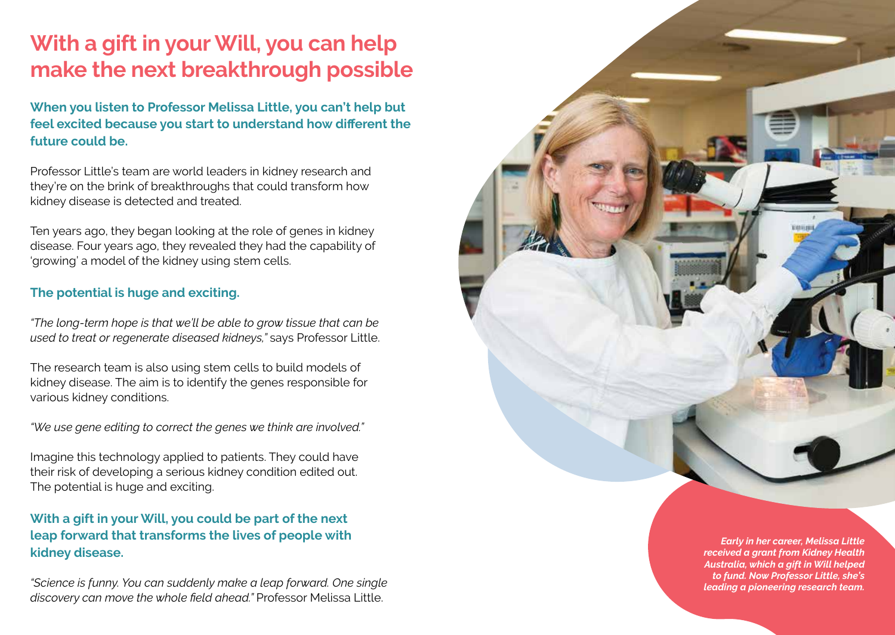# With a gift in your Will, you can help make the next breakthrough possible

**When you listen to Professor Melissa Little, you can't help but feel excited because you start to understand how different the future could be.**

Professor Little's team are world leaders in kidney research and they're on the brink of breakthroughs that could transform how kidney disease is detected and treated.

Ten years ago, they began looking at the role of genes in kidney disease. Four years ago, they revealed they had the capability of 'growing' a model of the kidney using stem cells.

**The potential is huge and exciting.**

*"The long-term hope is that we'll be able to grow tissue that can be used to treat or regenerate diseased kidneys,"* says Professor Little.

The research team is also using stem cells to build models of kidney disease. The aim is to identify the genes responsible for various kidney conditions.

*"We use gene editing to correct the genes we think are involved."*

Imagine this technology applied to patients. They could have their risk of developing a serious kidney condition edited out. The potential is huge and exciting.

**With a gift in your Will, you could be part of the next leap forward that transforms the lives of people with kidney disease.**

*"Science is funny. You can suddenly make a leap forward. One single discovery can move the whole field ahead."* Professor Melissa Little.

***Early in her career, Melissa Little received a grant from Kidney Health Australia, which a gift in Will helped to fund. Now Professor Little, she's leading a pioneering research team.***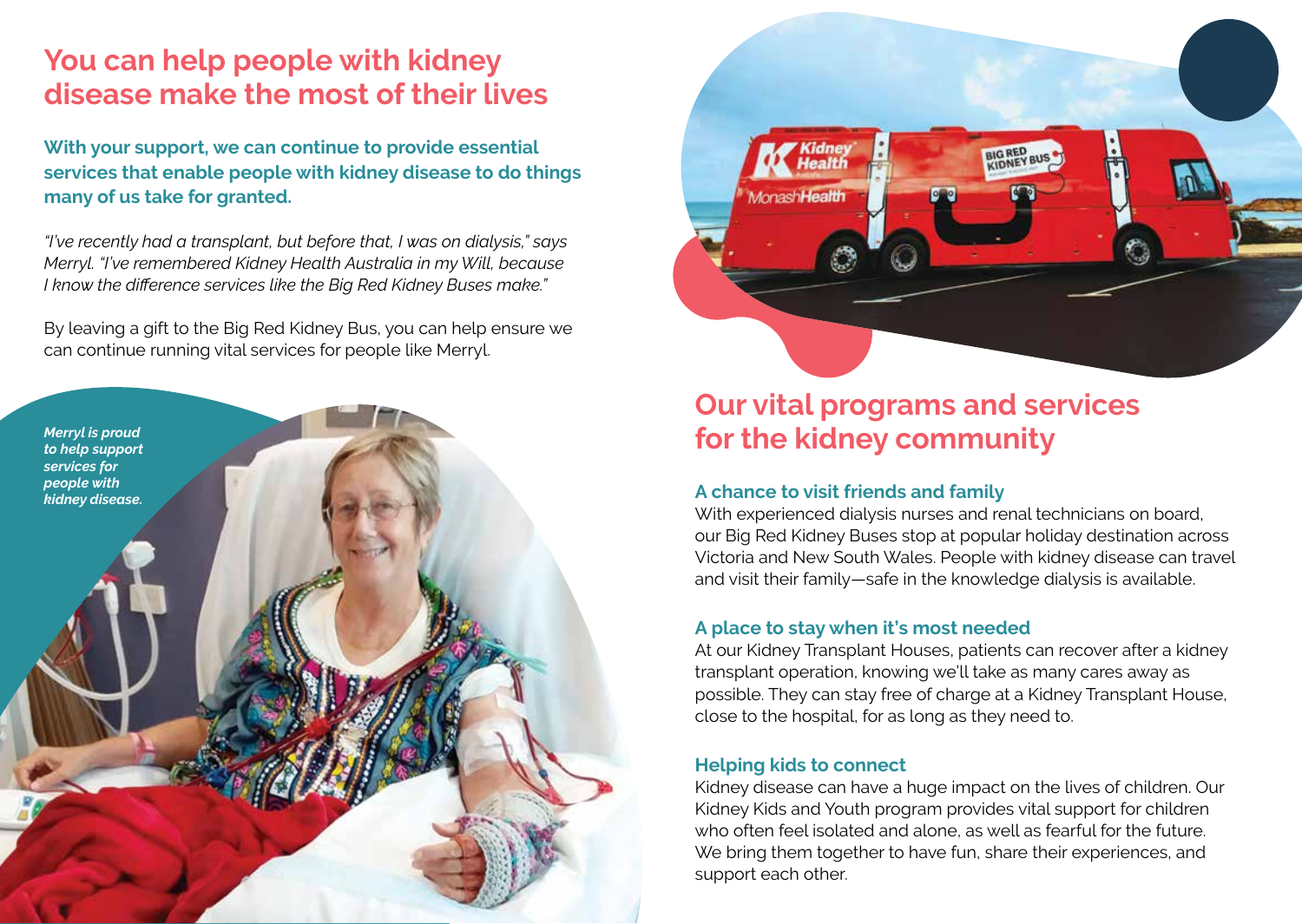# You can help people with kidney disease make the most of their lives

**With your support, we can continue to provide essential services that enable people with kidney disease to do things many of us take for granted.**

*"I've recently had a transplant, but before that, I was on dialysis," says Merryl. "I've remembered Kidney Health Australia in my Will, because I know the difference services like the Big Red Kidney Buses make."*

By leaving a gift to the Big Red Kidney Bus, you can help ensure we can continue running vital services for people like Merryl.

***Merryl is proud to help support services for people with kidney disease.***

# Our vital programs and services for the kidney community

### A chance to visit friends and family

With experienced dialysis nurses and renal technicians on board, our Big Red Kidney Buses stop at popular holiday destination across Victoria and New South Wales. People with kidney disease can travel and visit their family—safe in the knowledge dialysis is available.

### A place to stay when it's most needed

At our Kidney Transplant Houses, patients can recover after a kidney transplant operation, knowing we'll take as many cares away as possible. They can stay free of charge at a Kidney Transplant House, close to the hospital, for as long as they need to.

### Helping kids to connect

Kidney disease can have a huge impact on the lives of children. Our Kidney Kids and Youth program provides vital support for children who often feel isolated and alone, as well as fearful for the future. We bring them together to have fun, share their experiences, and support each other.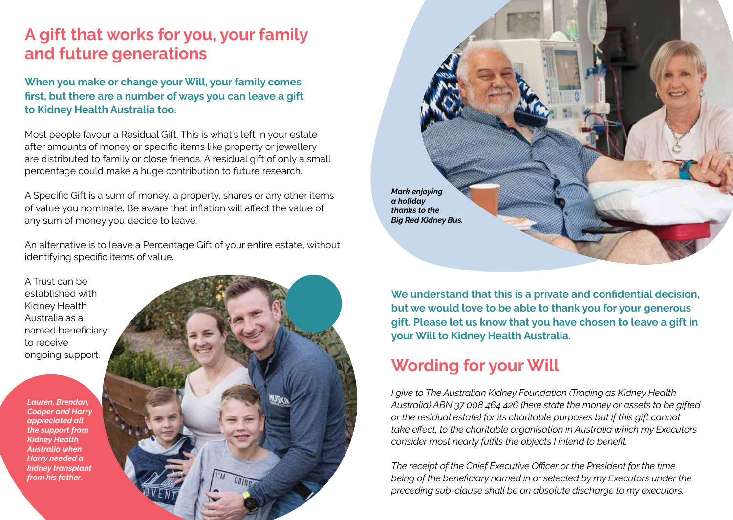## A gift that works for you, your family and future generations

**When you make or change your Will, your family comes first, but there are a number of ways you can leave a gift to Kidney Health Australia too.**

Most people favour a Residual Gift. This is what's left in your estate after amounts of money or specific items like property or jewellery are distributed to family or close friends. A residual gift of only a small percentage could make a huge contribution to future research.

A Specific Gift is a sum of money, a property, shares or any other items of value you nominate. Be aware that inflation will affect the value of any sum of money you decide to leave.

An alternative is to leave a Percentage Gift of your entire estate, without identifying specific items of value.

A Trust can be established with Kidney Health Australia as a named beneficiary to receive ongoing support.

***Lauren, Brendan, Cooper and Harry appreciated all the support from Kidney Health Australia when Harry needed a kidney transplant from his father.***

***Mark enjoying a holiday thanks to the Big Red Kidney Bus.***

**We understand that this is a private and confidential decision, but we would love to be able to thank you for your generous gift. Please let us know that you have chosen to leave a gift in your Will to Kidney Health Australia.**

## Wording for your Will

*I give to The Australian Kidney Foundation (Trading as Kidney Health Australia) ABN 37 008 464 426 (here state the money or assets to be gifted or the residual estate) for its charitable purposes but if this gift cannot take effect, to the charitable organisation in Australia which my Executors consider most nearly fulfils the objects I intend to benefit.*

*The receipt of the Chief Executive Officer or the President for the time being of the beneficiary named in or selected by my Executors under the preceding sub-clause shall be an absolute discharge to my executors.*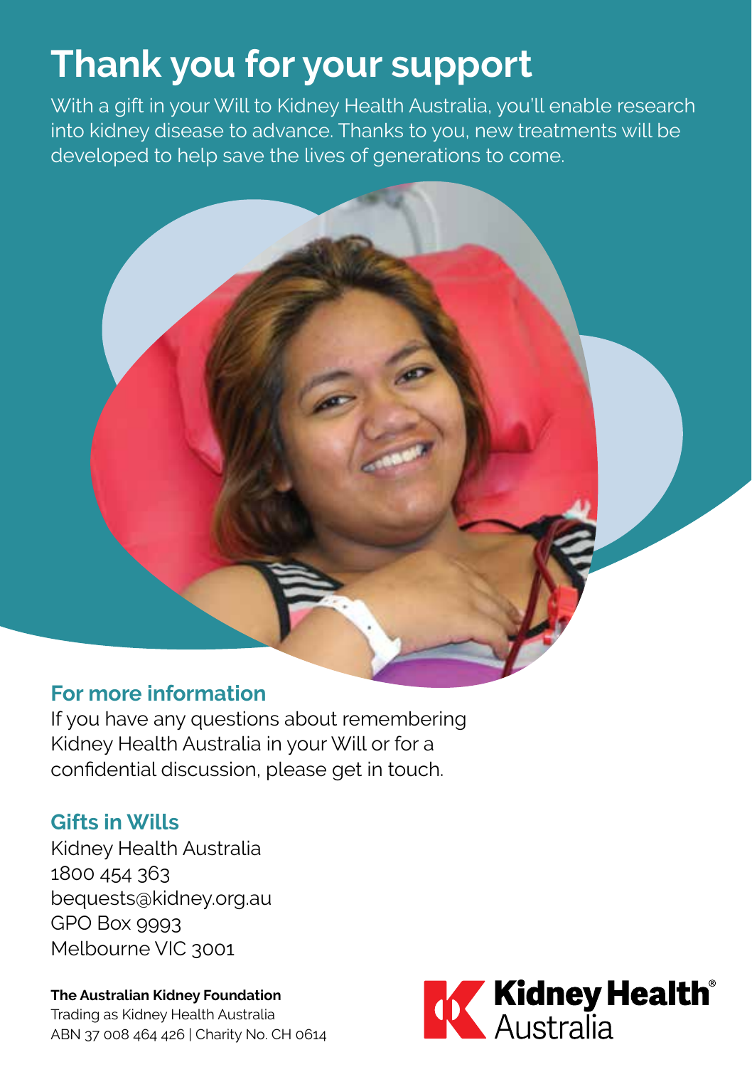# Thank you for your support

With a gift in your Will to Kidney Health Australia, you'll enable research into kidney disease to advance. Thanks to you, new treatments will be developed to help save the lives of generations to come.

## For more information

If you have any questions about remembering Kidney Health Australia in your Will or for a confidential discussion, please get in touch.

## Gifts in Wills

Kidney Health Australia
1800 454 363
bequests@kidney.org.au
GPO Box 9993
Melbourne VIC 3001

**The Australian Kidney Foundation**
Trading as Kidney Health Australia
ABN 37 008 464 426 | Charity No. CH 0614

Kidney Health® Australia